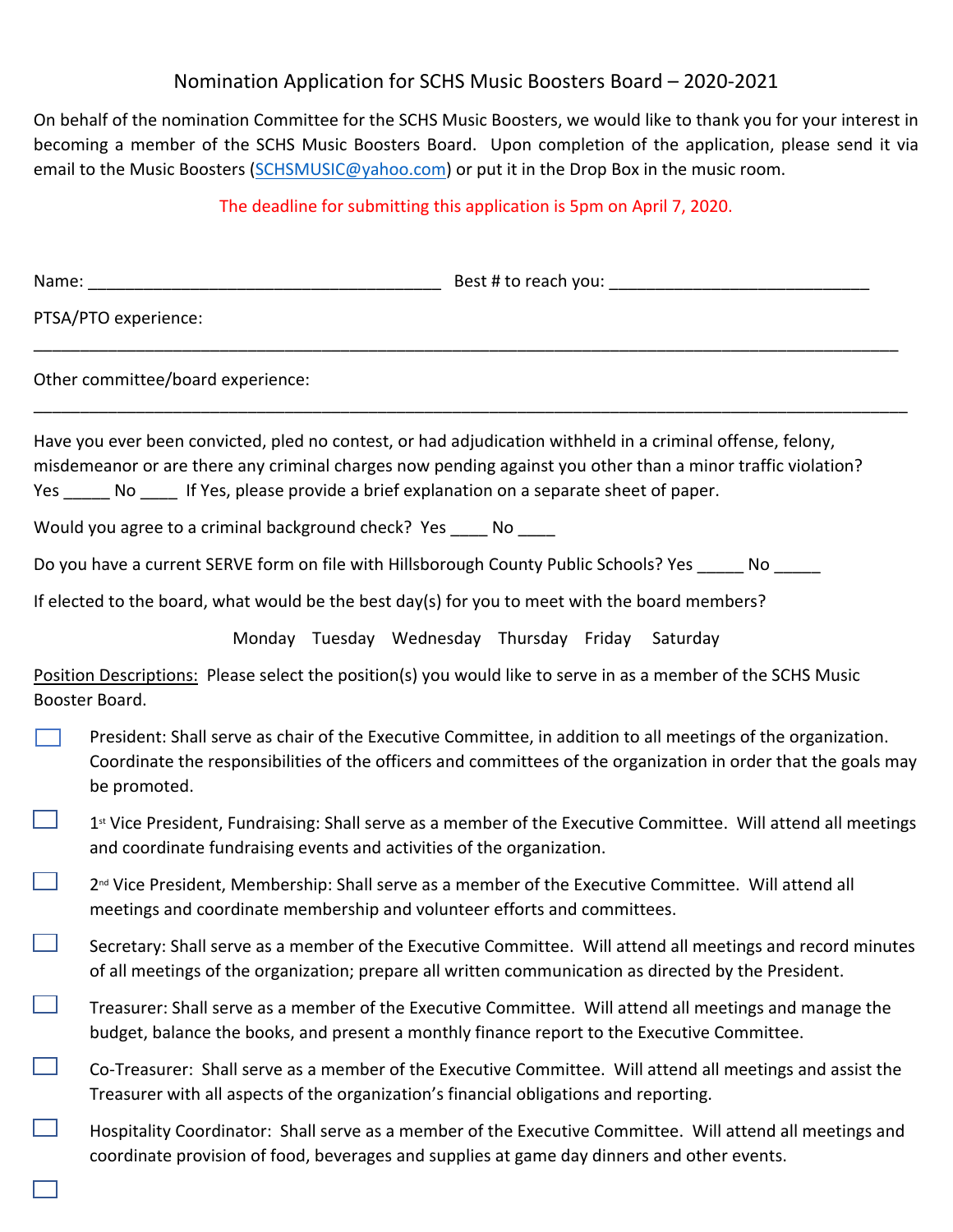# Nomination Application for SCHS Music Boosters Board – 2020-2021

On behalf of the nomination Committee for the SCHS Music Boosters, we would like to thank you for your interest in becoming a member of the SCHS Music Boosters Board. Upon completion of the application, please send it via email to the Music Boosters (SCHSMUSIC@yahoo.com) or put it in the Drop Box in the music room.

The deadline for submitting this application is 5pm on April 7, 2020.

Name: ______________________________________ Best # to reach you: ____________________________

PTSA/PTO experience:

______________________________________________________________________________________________

Other committee/board experience:

______________________________________________________________________________________________

Have you ever been convicted, pled no contest, or had adjudication withheld in a criminal offense, felony, misdemeanor or are there any criminal charges now pending against you other than a minor traffic violation? Yes _____ No ____ If Yes, please provide a brief explanation on a separate sheet of paper.

Would you agree to a criminal background check? Yes ____ No ____

Do you have a current SERVE form on file with Hillsborough County Public Schools? Yes _____ No _____

If elected to the board, what would be the best day(s) for you to meet with the board members?

Monday Tuesday Wednesday Thursday Friday Saturday

<u>Position Descriptions:</u> Please select the position(s) you would like to serve in as a member of the SCHS Music Booster Board.

- ☐ President: Shall serve as chair of the Executive Committee, in addition to all meetings of the organization. Coordinate the responsibilities of the officers and committees of the organization in order that the goals may be promoted.
- ☐ 1st Vice President, Fundraising: Shall serve as a member of the Executive Committee. Will attend all meetings and coordinate fundraising events and activities of the organization.
- ☐ 2nd Vice President, Membership: Shall serve as a member of the Executive Committee. Will attend all meetings and coordinate membership and volunteer efforts and committees.
- ☐ Secretary: Shall serve as a member of the Executive Committee. Will attend all meetings and record minutes of all meetings of the organization; prepare all written communication as directed by the President.
- ☐ Treasurer: Shall serve as a member of the Executive Committee. Will attend all meetings and manage the budget, balance the books, and present a monthly finance report to the Executive Committee.
- ☐ Co-Treasurer: Shall serve as a member of the Executive Committee. Will attend all meetings and assist the Treasurer with all aspects of the organization's financial obligations and reporting.
- ☐ Hospitality Coordinator: Shall serve as a member of the Executive Committee. Will attend all meetings and coordinate provision of food, beverages and supplies at game day dinners and other events.
- ☐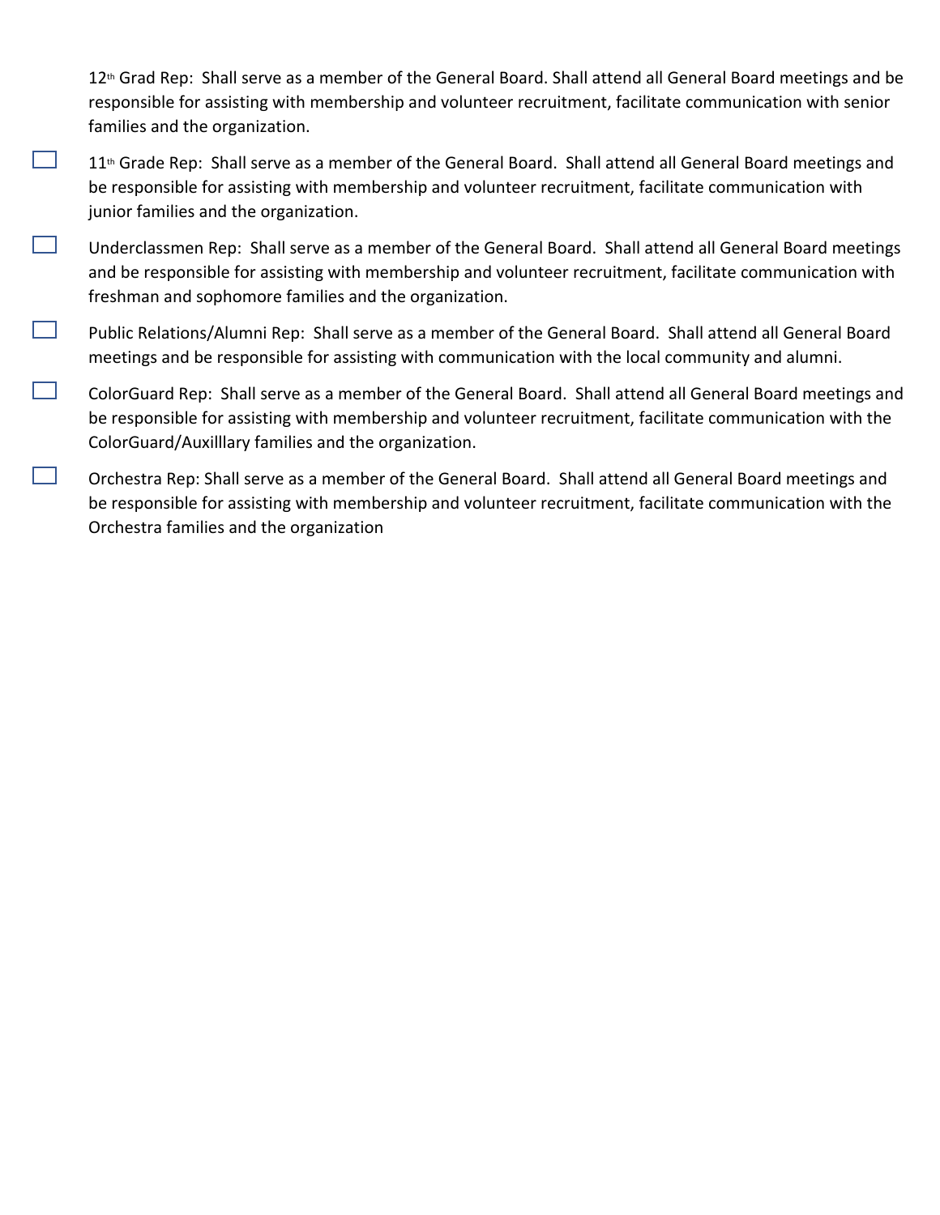12th Grad Rep: Shall serve as a member of the General Board. Shall attend all General Board meetings and be responsible for assisting with membership and volunteer recruitment, facilitate communication with senior families and the organization.

- [ ] 11th Grade Rep: Shall serve as a member of the General Board. Shall attend all General Board meetings and be responsible for assisting with membership and volunteer recruitment, facilitate communication with junior families and the organization.

- [ ] Underclassmen Rep: Shall serve as a member of the General Board. Shall attend all General Board meetings and be responsible for assisting with membership and volunteer recruitment, facilitate communication with freshman and sophomore families and the organization.

- [ ] Public Relations/Alumni Rep: Shall serve as a member of the General Board. Shall attend all General Board meetings and be responsible for assisting with communication with the local community and alumni.

- [ ] ColorGuard Rep: Shall serve as a member of the General Board. Shall attend all General Board meetings and be responsible for assisting with membership and volunteer recruitment, facilitate communication with the ColorGuard/Auxilllary families and the organization.

- [ ] Orchestra Rep: Shall serve as a member of the General Board. Shall attend all General Board meetings and be responsible for assisting with membership and volunteer recruitment, facilitate communication with the Orchestra families and the organization